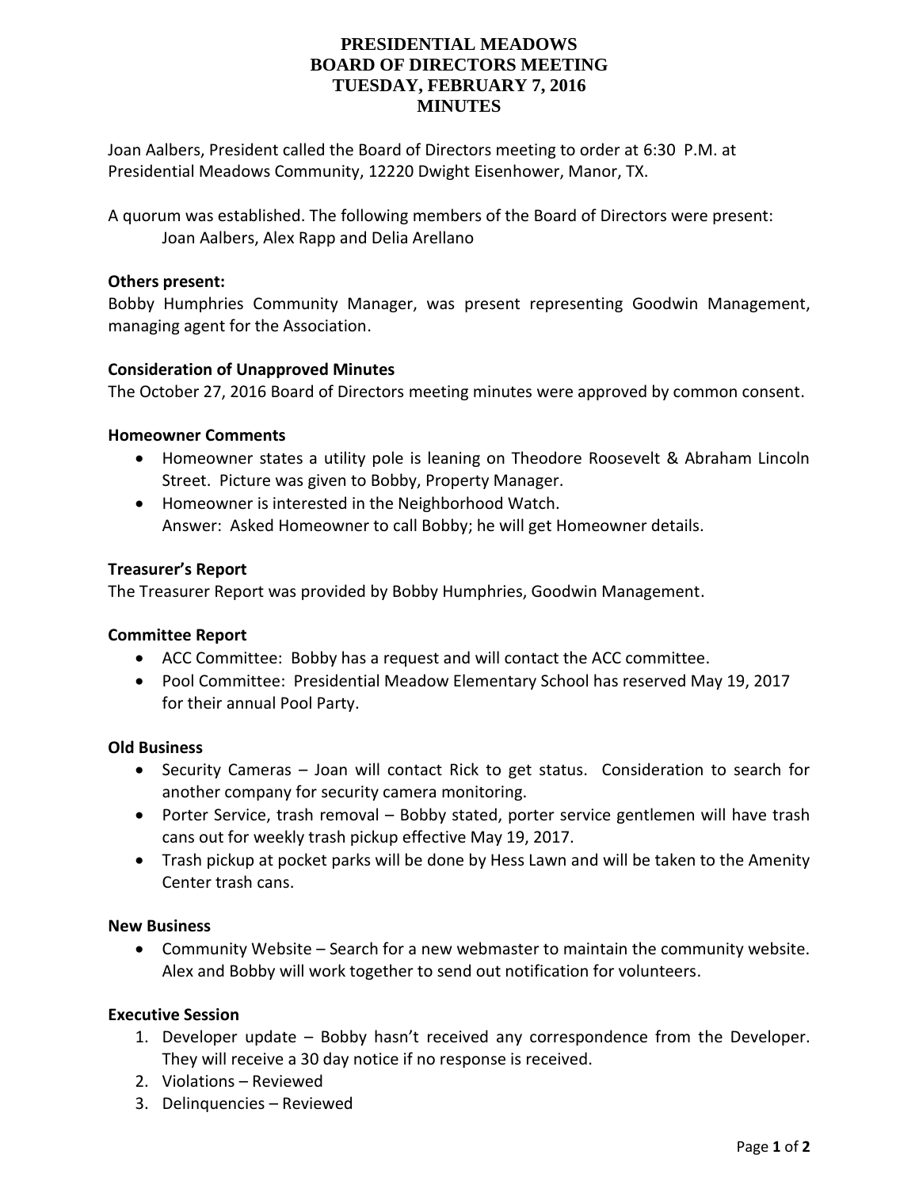# PRESIDENTIAL MEADOWS
# BOARD OF DIRECTORS MEETING
# TUESDAY, FEBRUARY 7, 2016
# MINUTES

Joan Aalbers, President called the Board of Directors meeting to order at 6:30 P.M. at Presidential Meadows Community, 12220 Dwight Eisenhower, Manor, TX.

A quorum was established. The following members of the Board of Directors were present:
Joan Aalbers, Alex Rapp and Delia Arellano

**Others present:**
Bobby Humphries Community Manager, was present representing Goodwin Management, managing agent for the Association.

**Consideration of Unapproved Minutes**
The October 27, 2016 Board of Directors meeting minutes were approved by common consent.

**Homeowner Comments**

- Homeowner states a utility pole is leaning on Theodore Roosevelt & Abraham Lincoln Street. Picture was given to Bobby, Property Manager.
- Homeowner is interested in the Neighborhood Watch.
  Answer: Asked Homeowner to call Bobby; he will get Homeowner details.

**Treasurer's Report**
The Treasurer Report was provided by Bobby Humphries, Goodwin Management.

**Committee Report**

- ACC Committee: Bobby has a request and will contact the ACC committee.
- Pool Committee: Presidential Meadow Elementary School has reserved May 19, 2017 for their annual Pool Party.

**Old Business**

- Security Cameras – Joan will contact Rick to get status. Consideration to search for another company for security camera monitoring.
- Porter Service, trash removal – Bobby stated, porter service gentlemen will have trash cans out for weekly trash pickup effective May 19, 2017.
- Trash pickup at pocket parks will be done by Hess Lawn and will be taken to the Amenity Center trash cans.

**New Business**

- Community Website – Search for a new webmaster to maintain the community website. Alex and Bobby will work together to send out notification for volunteers.

**Executive Session**

1. Developer update – Bobby hasn't received any correspondence from the Developer. They will receive a 30 day notice if no response is received.
2. Violations – Reviewed
3. Delinquencies – Reviewed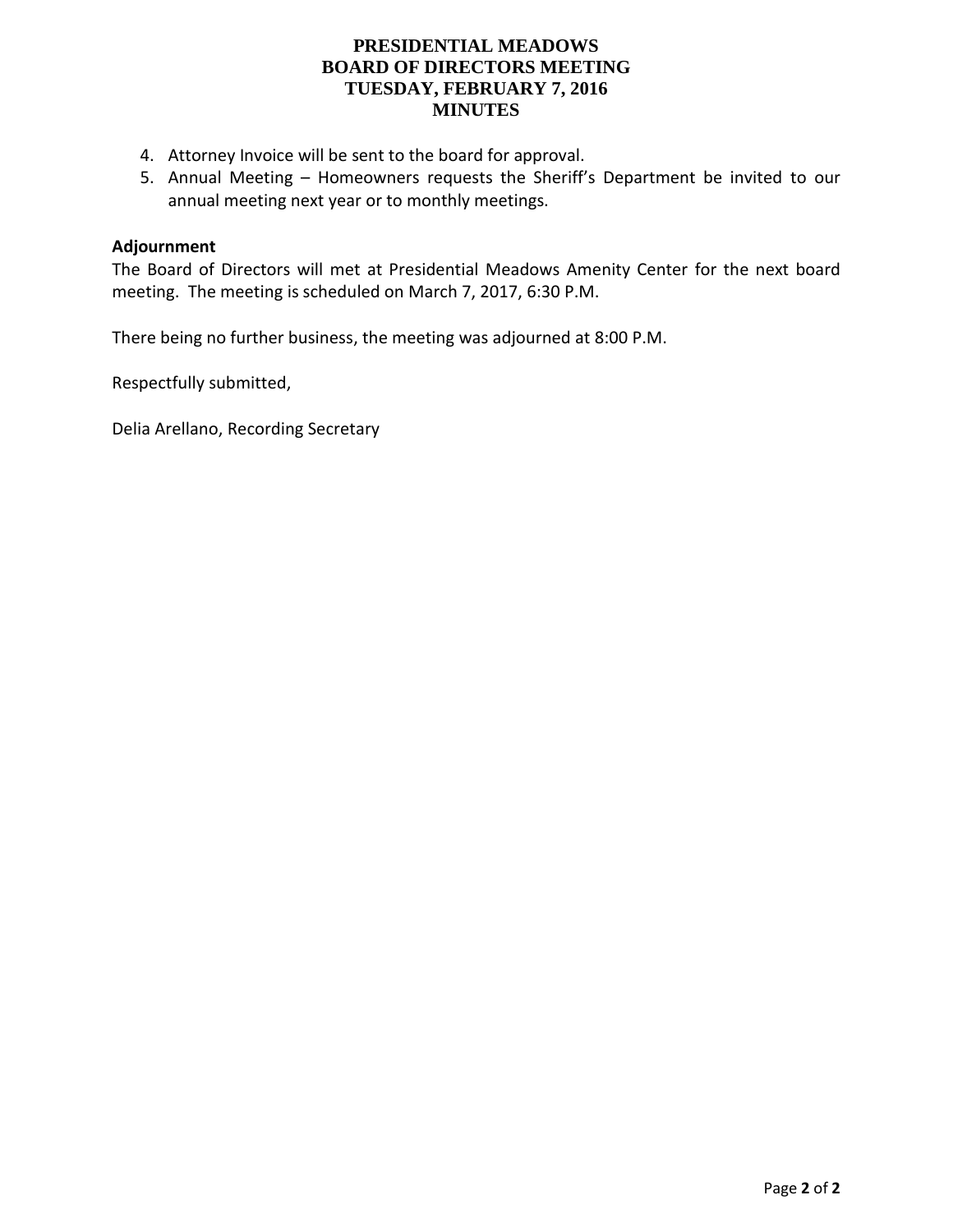4. Attorney Invoice will be sent to the board for approval.
5. Annual Meeting – Homeowners requests the Sheriff's Department be invited to our annual meeting next year or to monthly meetings.

**Adjournment**

The Board of Directors will met at Presidential Meadows Amenity Center for the next board meeting. The meeting is scheduled on March 7, 2017, 6:30 P.M.

There being no further business, the meeting was adjourned at 8:00 P.M.

Respectfully submitted,

Delia Arellano, Recording Secretary